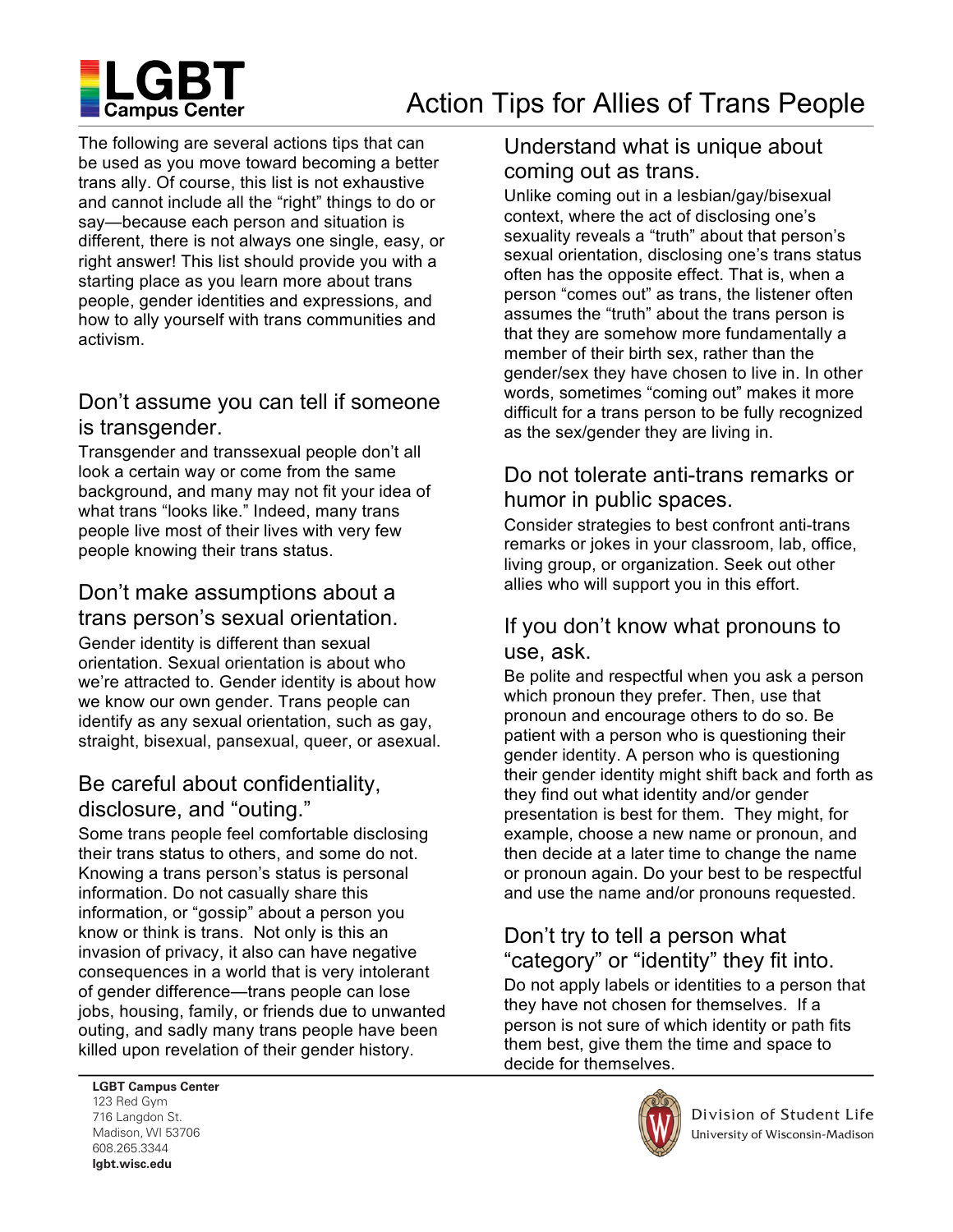# Action Tips for Allies of Trans People

LGBT Campus Center

The following are several actions tips that can be used as you move toward becoming a better trans ally. Of course, this list is not exhaustive and cannot include all the "right" things to do or say—because each person and situation is different, there is not always one single, easy, or right answer! This list should provide you with a starting place as you learn more about trans people, gender identities and expressions, and how to ally yourself with trans communities and activism.

## Don't assume you can tell if someone is transgender.

Transgender and transsexual people don't all look a certain way or come from the same background, and many may not fit your idea of what trans "looks like." Indeed, many trans people live most of their lives with very few people knowing their trans status.

## Don't make assumptions about a trans person's sexual orientation.

Gender identity is different than sexual orientation. Sexual orientation is about who we're attracted to. Gender identity is about how we know our own gender. Trans people can identify as any sexual orientation, such as gay, straight, bisexual, pansexual, queer, or asexual.

## Be careful about confidentiality, disclosure, and "outing."

Some trans people feel comfortable disclosing their trans status to others, and some do not. Knowing a trans person's status is personal information. Do not casually share this information, or "gossip" about a person you know or think is trans. Not only is this an invasion of privacy, it also can have negative consequences in a world that is very intolerant of gender difference—trans people can lose jobs, housing, family, or friends due to unwanted outing, and sadly many trans people have been killed upon revelation of their gender history.

## Understand what is unique about coming out as trans.

Unlike coming out in a lesbian/gay/bisexual context, where the act of disclosing one's sexuality reveals a "truth" about that person's sexual orientation, disclosing one's trans status often has the opposite effect. That is, when a person "comes out" as trans, the listener often assumes the "truth" about the trans person is that they are somehow more fundamentally a member of their birth sex, rather than the gender/sex they have chosen to live in. In other words, sometimes "coming out" makes it more difficult for a trans person to be fully recognized as the sex/gender they are living in.

## Do not tolerate anti-trans remarks or humor in public spaces.

Consider strategies to best confront anti-trans remarks or jokes in your classroom, lab, office, living group, or organization. Seek out other allies who will support you in this effort.

## If you don't know what pronouns to use, ask.

Be polite and respectful when you ask a person which pronoun they prefer. Then, use that pronoun and encourage others to do so. Be patient with a person who is questioning their gender identity. A person who is questioning their gender identity might shift back and forth as they find out what identity and/or gender presentation is best for them. They might, for example, choose a new name or pronoun, and then decide at a later time to change the name or pronoun again. Do your best to be respectful and use the name and/or pronouns requested.

## Don't try to tell a person what "category" or "identity" they fit into.

Do not apply labels or identities to a person that they have not chosen for themselves. If a person is not sure of which identity or path fits them best, give them the time and space to decide for themselves.

**LGBT Campus Center**
123 Red Gym
716 Langdon St.
Madison, WI 53706
608.265.3344
**lgbt.wisc.edu**

Division of Student Life
University of Wisconsin-Madison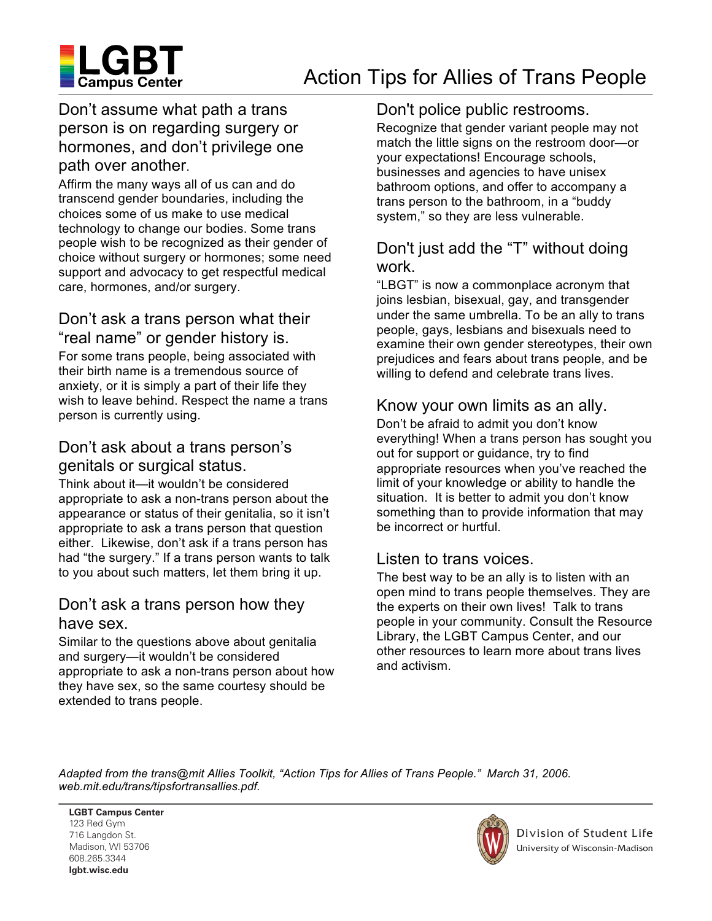# Action Tips for Allies of Trans People

LGBT Campus Center

## Don't assume what path a trans person is on regarding surgery or hormones, and don't privilege one path over another.

Affirm the many ways all of us can and do transcend gender boundaries, including the choices some of us make to use medical technology to change our bodies. Some trans people wish to be recognized as their gender of choice without surgery or hormones; some need support and advocacy to get respectful medical care, hormones, and/or surgery.

## Don't ask a trans person what their "real name" or gender history is.

For some trans people, being associated with their birth name is a tremendous source of anxiety, or it is simply a part of their life they wish to leave behind. Respect the name a trans person is currently using.

## Don't ask about a trans person's genitals or surgical status.

Think about it—it wouldn't be considered appropriate to ask a non-trans person about the appearance or status of their genitalia, so it isn't appropriate to ask a trans person that question either. Likewise, don't ask if a trans person has had "the surgery." If a trans person wants to talk to you about such matters, let them bring it up.

## Don't ask a trans person how they have sex.

Similar to the questions above about genitalia and surgery—it wouldn't be considered appropriate to ask a non-trans person about how they have sex, so the same courtesy should be extended to trans people.

## Don't police public restrooms.

Recognize that gender variant people may not match the little signs on the restroom door—or your expectations! Encourage schools, businesses and agencies to have unisex bathroom options, and offer to accompany a trans person to the bathroom, in a "buddy system," so they are less vulnerable.

## Don't just add the "T" without doing work.

"LBGT" is now a commonplace acronym that joins lesbian, bisexual, gay, and transgender under the same umbrella. To be an ally to trans people, gays, lesbians and bisexuals need to examine their own gender stereotypes, their own prejudices and fears about trans people, and be willing to defend and celebrate trans lives.

## Know your own limits as an ally.

Don't be afraid to admit you don't know everything! When a trans person has sought you out for support or guidance, try to find appropriate resources when you've reached the limit of your knowledge or ability to handle the situation. It is better to admit you don't know something than to provide information that may be incorrect or hurtful.

## Listen to trans voices.

The best way to be an ally is to listen with an open mind to trans people themselves. They are the experts on their own lives! Talk to trans people in your community. Consult the Resource Library, the LGBT Campus Center, and our other resources to learn more about trans lives and activism.

*Adapted from the trans@mit Allies Toolkit, "Action Tips for Allies of Trans People." March 31, 2006. web.mit.edu/trans/tipsfortransallies.pdf.*

**LGBT Campus Center**
123 Red Gym
716 Langdon St.
Madison, WI 53706
608.265.3344
**lgbt.wisc.edu**

Division of Student Life
University of Wisconsin-Madison